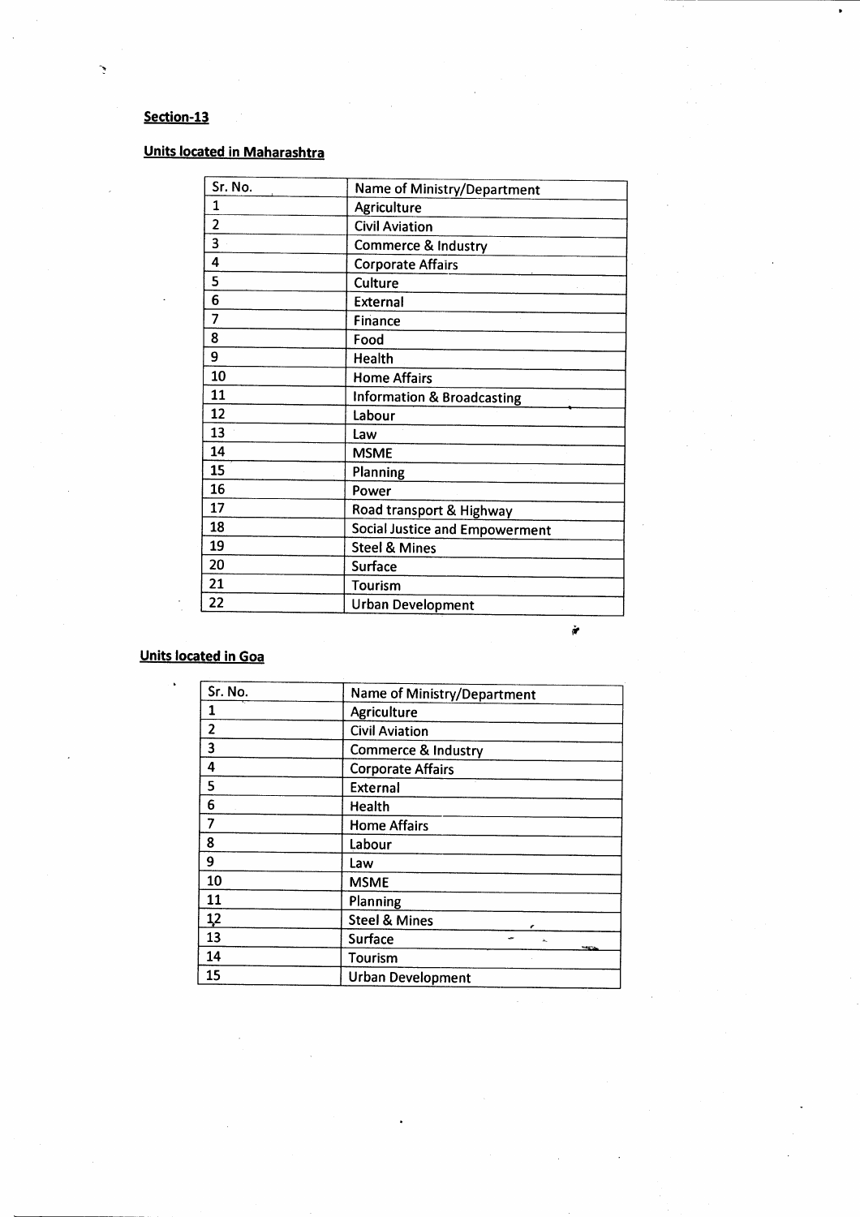**Section-13**

**Units located in Maharashtra**

| Sr. No. | Name of Ministry/Department |
|---|---|
| 1 | Agriculture |
| 2 | Civil Aviation |
| 3 | Commerce & Industry |
| 4 | Corporate Affairs |
| 5 | Culture |
| 6 | External |
| 7 | Finance |
| 8 | Food |
| 9 | Health |
| 10 | Home Affairs |
| 11 | Information & Broadcasting |
| 12 | Labour |
| 13 | Law |
| 14 | MSME |
| 15 | Planning |
| 16 | Power |
| 17 | Road transport & Highway |
| 18 | Social Justice and Empowerment |
| 19 | Steel & Mines |
| 20 | Surface |
| 21 | Tourism |
| 22 | Urban Development |

**Units located in Goa**

| Sr. No. | Name of Ministry/Department |
|---|---|
| 1 | Agriculture |
| 2 | Civil Aviation |
| 3 | Commerce & Industry |
| 4 | Corporate Affairs |
| 5 | External |
| 6 | Health |
| 7 | Home Affairs |
| 8 | Labour |
| 9 | Law |
| 10 | MSME |
| 11 | Planning |
| 12 | Steel & Mines |
| 13 | Surface |
| 14 | Tourism |
| 15 | Urban Development |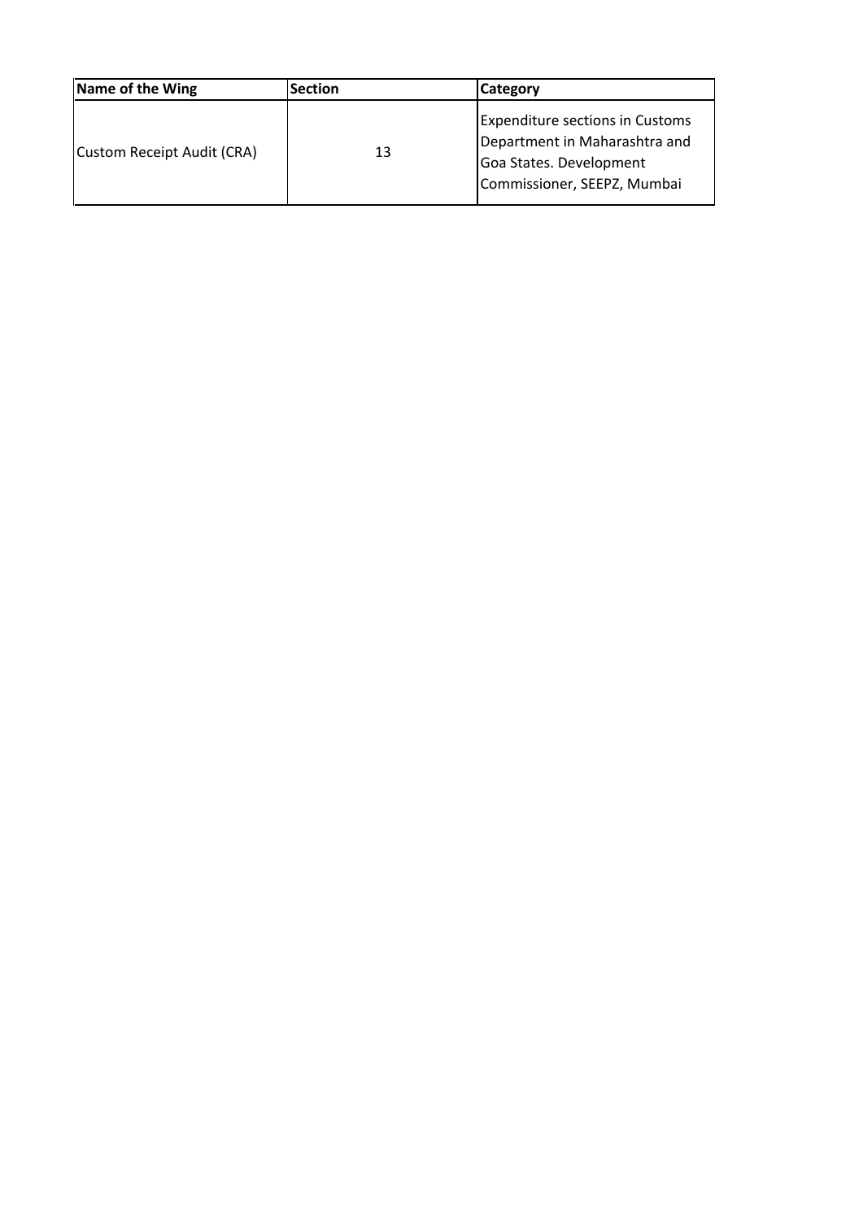| Name of the Wing | Section | Category |
| --- | --- | --- |
| Custom Receipt Audit (CRA) | 13 | Expenditure sections in Customs Department in Maharashtra and Goa States. Development Commissioner, SEEPZ, Mumbai |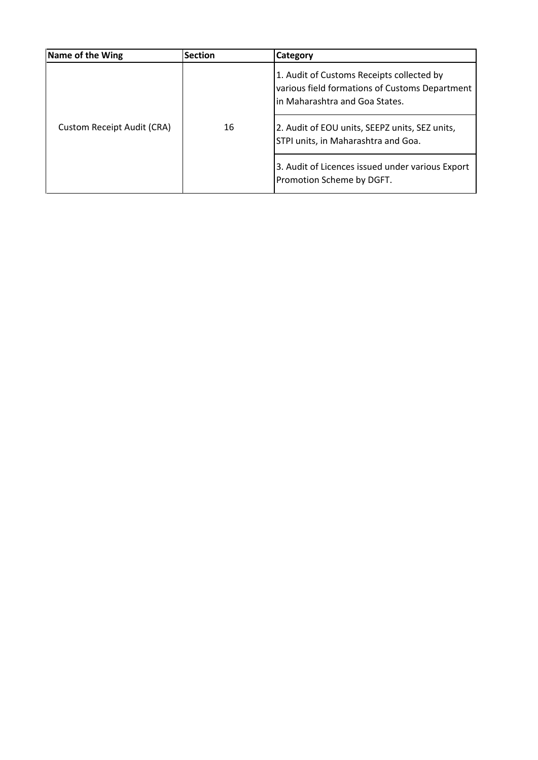| Name of the Wing | Section | Category |
|---|---|---|
| Custom Receipt Audit (CRA) | 16 | 1. Audit of Customs Receipts collected by various field formations of Customs Department in Maharashtra and Goa States. |
| | | 2. Audit of EOU units, SEEPZ units, SEZ units, STPI units, in Maharashtra and Goa. |
| | | 3. Audit of Licences issued under various Export Promotion Scheme by DGFT. |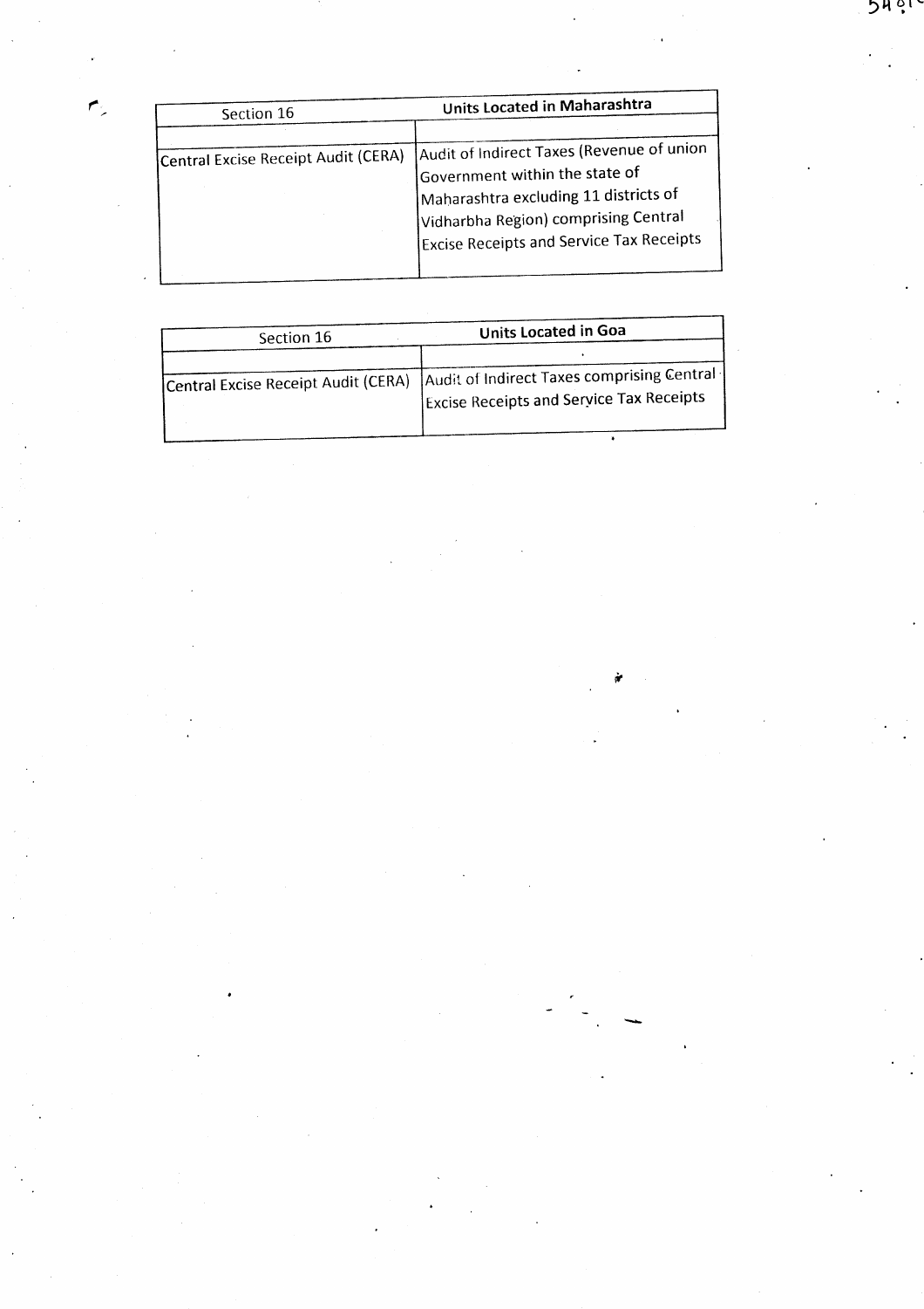| Section 16 | **Units Located in Maharashtra** |
|---|---|
| | |
| Central Excise Receipt Audit (CERA) | Audit of Indirect Taxes (Revenue of union Government within the state of Maharashtra excluding 11 districts of Vidharbha Region) comprising Central Excise Receipts and Service Tax Receipts |

| Section 16 | **Units Located in Goa** |
|---|---|
| | |
| Central Excise Receipt Audit (CERA) | Audit of Indirect Taxes comprising Central Excise Receipts and Service Tax Receipts |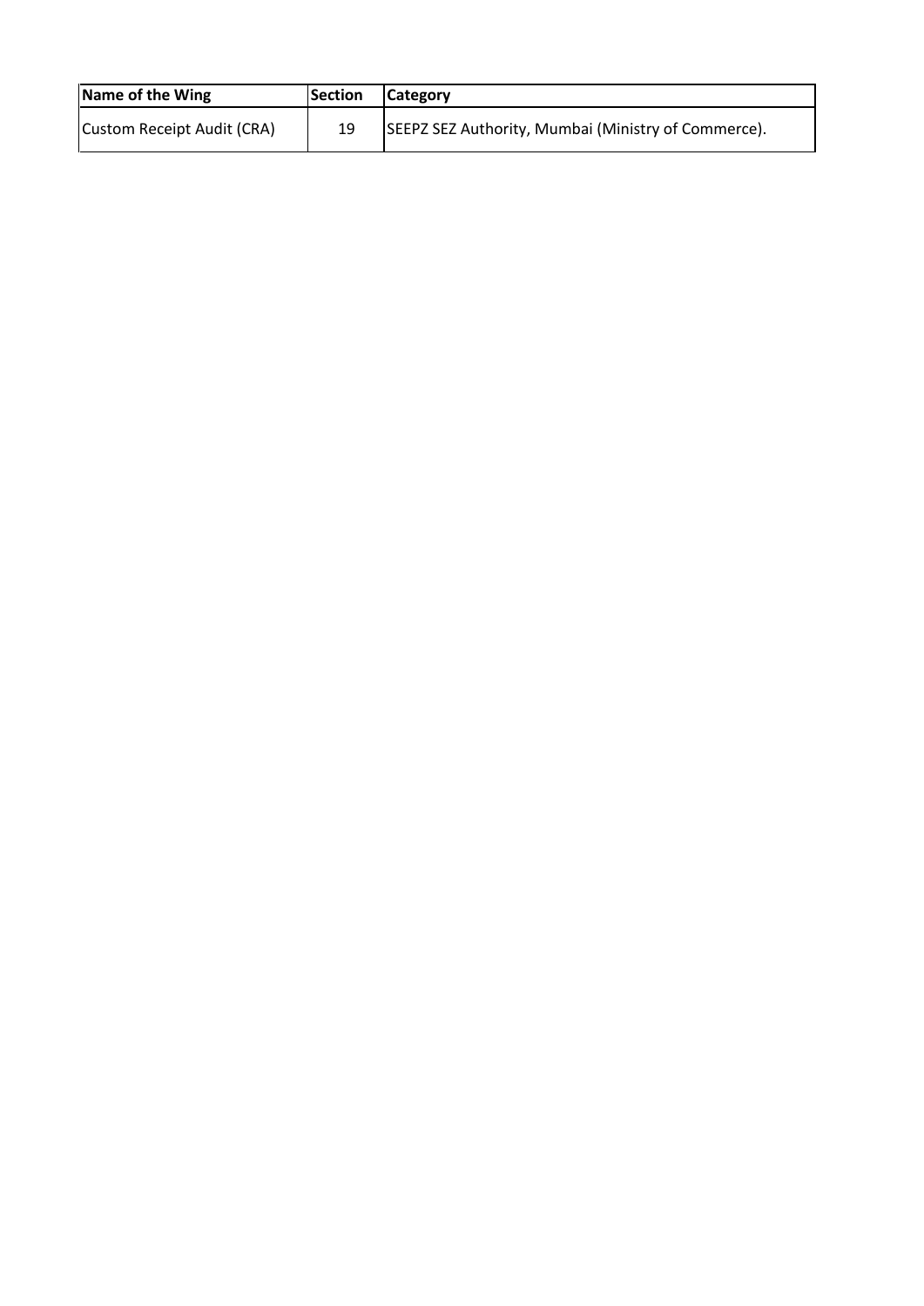| Name of the Wing | Section | Category |
| --- | --- | --- |
| Custom Receipt Audit (CRA) | 19 | SEEPZ SEZ Authority, Mumbai (Ministry of Commerce). |